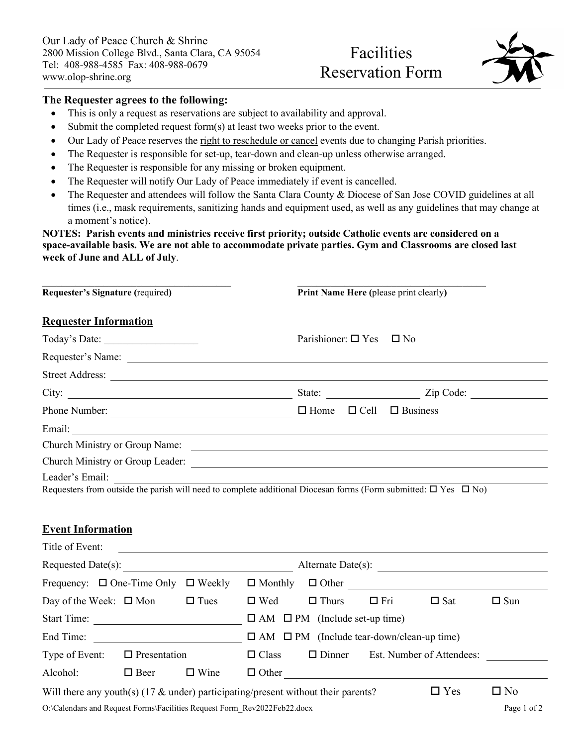Our Lady of Peace Church & Shrine
2800 Mission College Blvd., Santa Clara, CA 95054
Tel: 408-988-4585 Fax: 408-988-0679
www.olop-shrine.org

# Facilities Reservation Form

**The Requester agrees to the following:**

- This is only a request as reservations are subject to availability and approval.
- Submit the completed request form(s) at least two weeks prior to the event.
- Our Lady of Peace reserves the right to reschedule or cancel events due to changing Parish priorities.
- The Requester is responsible for set-up, tear-down and clean-up unless otherwise arranged.
- The Requester is responsible for any missing or broken equipment.
- The Requester will notify Our Lady of Peace immediately if event is cancelled.
- The Requester and attendees will follow the Santa Clara County & Diocese of San Jose COVID guidelines at all times (i.e., mask requirements, sanitizing hands and equipment used, as well as any guidelines that may change at a moment's notice).

**NOTES: Parish events and ministries receive first priority; outside Catholic events are considered on a space-available basis. We are not able to accommodate private parties. Gym and Classrooms are closed last week of June and ALL of July**.

______________________________ **Requester's Signature (**required**)**

______________________________ **Print Name Here (**please print clearly**)**

## Requester Information

Today's Date: __________________ Parishioner: ☐ Yes ☐ No

Requester's Name: ______________________________

Street Address: ______________________________

City: ______________________ State: ____________ Zip Code: ____________

Phone Number: ______________________ ☐ Home ☐ Cell ☐ Business

Email: ______________________________

Church Ministry or Group Name: ______________________________

Church Ministry or Group Leader: ______________________________

Leader's Email: ______________________________

Requesters from outside the parish will need to complete additional Diocesan forms (Form submitted: ☐ Yes ☐ No)

## Event Information

Title of Event: ______________________________

Requested Date(s): ______________________ Alternate Date(s): ______________________

Frequency: ☐ One-Time Only ☐ Weekly ☐ Monthly ☐ Other ______________________

Day of the Week: ☐ Mon ☐ Tues ☐ Wed ☐ Thurs ☐ Fri ☐ Sat ☐ Sun

Start Time: ______________________ ☐ AM ☐ PM (Include set-up time)

End Time: ______________________ ☐ AM ☐ PM (Include tear-down/clean-up time)

Type of Event: ☐ Presentation ☐ Class ☐ Dinner Est. Number of Attendees: ____________

Alcohol: ☐ Beer ☐ Wine ☐ Other ______________________

Will there any youth(s) (17 & under) participating/present without their parents? ☐ Yes ☐ No

O:\Calendars and Request Forms\Facilities Request Form_Rev2022Feb22.docx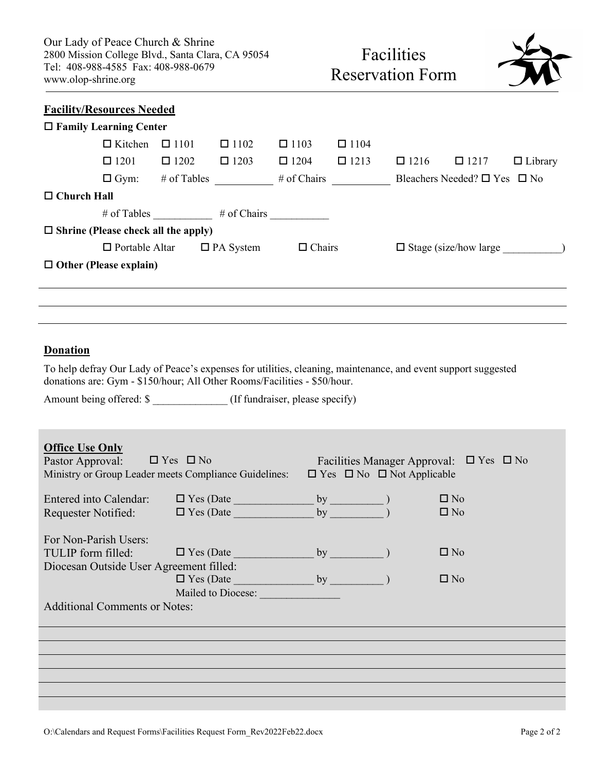Our Lady of Peace Church & Shrine
2800 Mission College Blvd., Santa Clara, CA 95054
Tel: 408-988-4585 Fax: 408-988-0679
www.olop-shrine.org

# Facilities Reservation Form

## Facility/Resources Needed

☐ **Family Learning Center**

☐ Kitchen ☐ 1101 ☐ 1102 ☐ 1103 ☐ 1104

☐ 1201 ☐ 1202 ☐ 1203 ☐ 1204 ☐ 1213 ☐ 1216 ☐ 1217 ☐ Library

☐ Gym: # of Tables ___________ # of Chairs ___________ Bleachers Needed? ☐ Yes ☐ No

☐ **Church Hall**

# of Tables ___________ # of Chairs ___________

☐ **Shrine (Please check all the apply)**

☐ Portable Altar ☐ PA System ☐ Chairs ☐ Stage (size/how large ___________)

☐ **Other (Please explain)**

______________________________________________________________________

______________________________________________________________________

______________________________________________________________________

## Donation

To help defray Our Lady of Peace's expenses for utilities, cleaning, maintenance, and event support suggested donations are: Gym - $150/hour; All Other Rooms/Facilities - $50/hour.

Amount being offered: $ ______________ (If fundraiser, please specify)

## Office Use Only

Pastor Approval: ☐ Yes ☐ No Facilities Manager Approval: ☐ Yes ☐ No

Ministry or Group Leader meets Compliance Guidelines: ☐ Yes ☐ No ☐ Not Applicable

Entered into Calendar: ☐ Yes (Date ______________ by _________ ) ☐ No

Requester Notified: ☐ Yes (Date ______________ by _________ ) ☐ No

For Non-Parish Users:

TULIP form filled: ☐ Yes (Date ______________ by _________ ) ☐ No

Diocesan Outside User Agreement filled:

☐ Yes (Date ______________ by _________ ) ☐ No

Mailed to Diocese: ______________

Additional Comments or Notes:

______________________________________________________________________

______________________________________________________________________

______________________________________________________________________

______________________________________________________________________

______________________________________________________________________

______________________________________________________________________

O:\Calendars and Request Forms\Facilities Request Form_Rev2022Feb22.docx